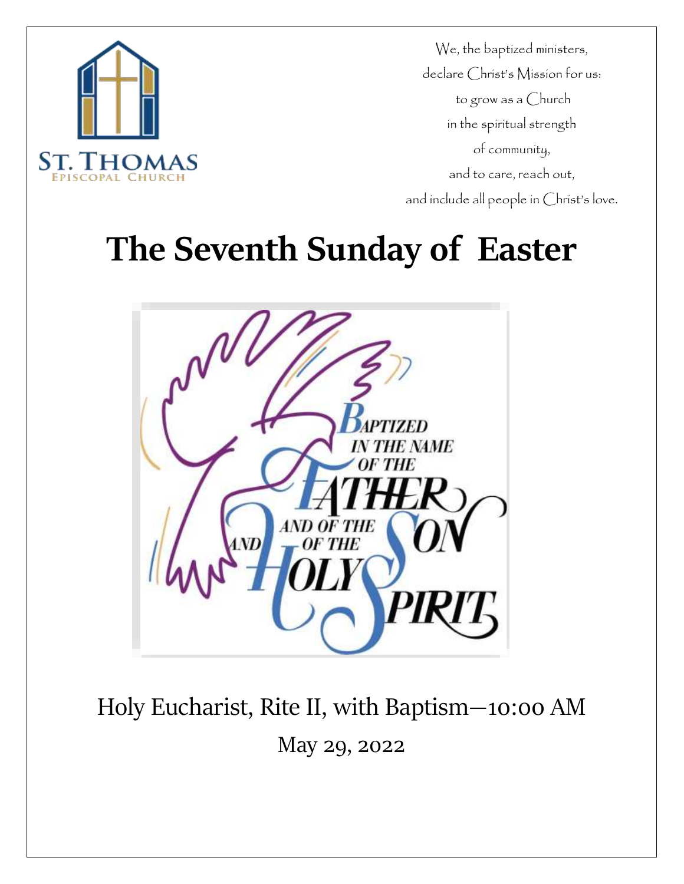ST. THOMAS
EPISCOPAL CHURCH

We, the baptized ministers,
declare Christ's Mission for us:
to grow as a Church
in the spiritual strength
of community,
and to care, reach out,
and include all people in Christ's love.

# The Seventh Sunday of Easter

Baptized in the Name of the Father and of the Son and of the Holy Spirit

Holy Eucharist, Rite II, with Baptism—10:00 AM

May 29, 2022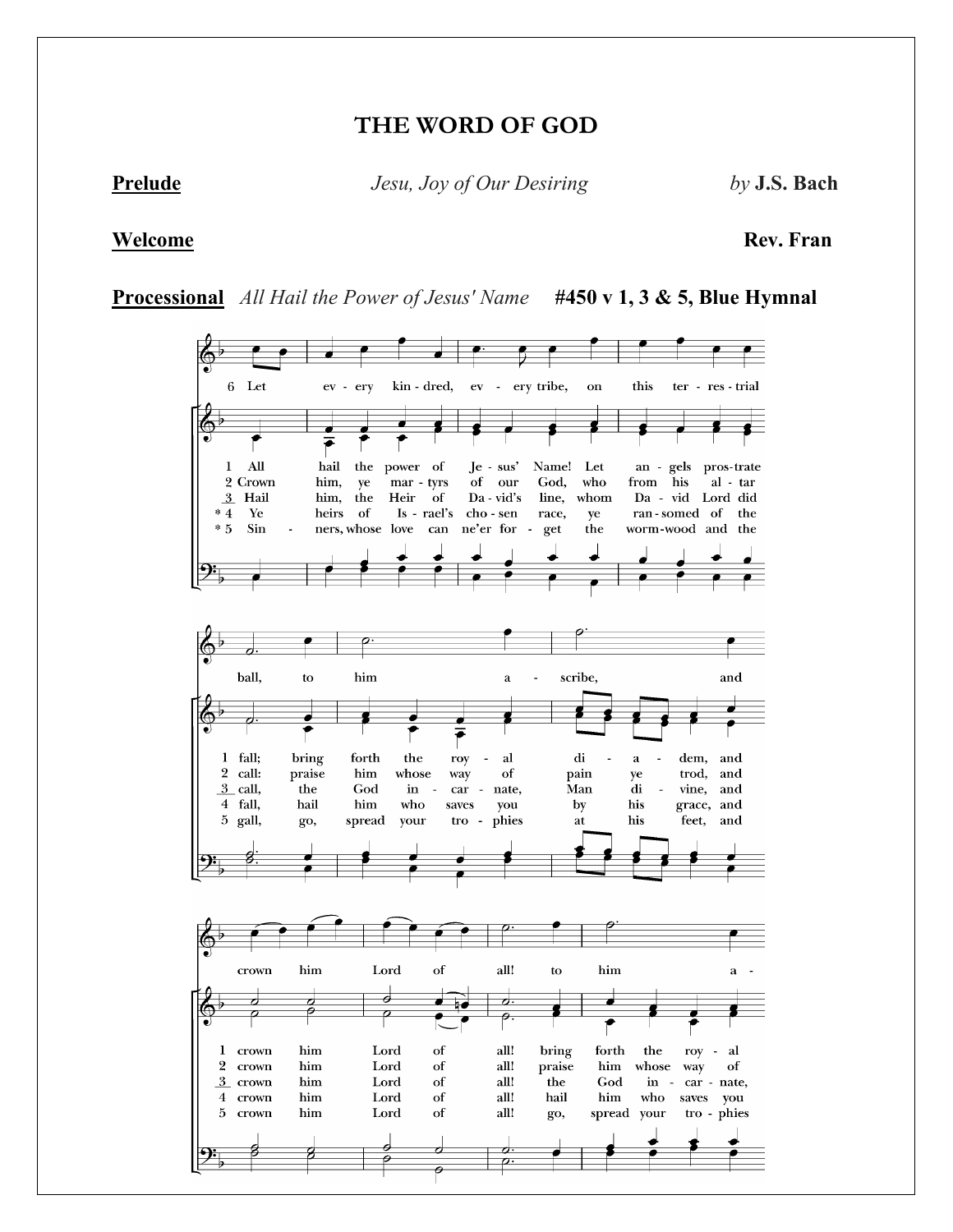# THE WORD OF GOD

**Prelude** *Jesu, Joy of Our Desiring* *by* **J.S. Bach**

**Welcome** **Rev. Fran**

**Processional** *All Hail the Power of Jesus' Name* **#450 v 1, 3 & 5, Blue Hymnal**

6 Let ev - ery kin - dred, ev - ery tribe, on this ter - res - trial ball, to him a - scribe, and crown him Lord of all! to him a -

1 All hail the power of Je - sus' Name! Let an - gels pros - trate fall; bring forth the roy - al di - a - dem, and crown him Lord of all! bring forth the roy - al

2 Crown him, ye mar - tyrs of our God, who from his al - tar call: praise him whose way of pain ye trod, and crown him Lord of all! praise him whose way of

3 Hail him, the Heir of Da - vid's line, whom Da - vid Lord did call, the God in - car - nate, Man di - vine, and crown him Lord of all! the God in - car - nate,

*4 Ye heirs of Is - rael's cho - sen race, ye ran - somed of the fall, hail him who saves you by his grace, and crown him Lord of all! hail him who saves you

*5 Sin - ners, whose love can ne'er for - get the worm-wood and the gall, go, spread your tro - phies at his feet, and crown him Lord of all! go, spread your tro - phies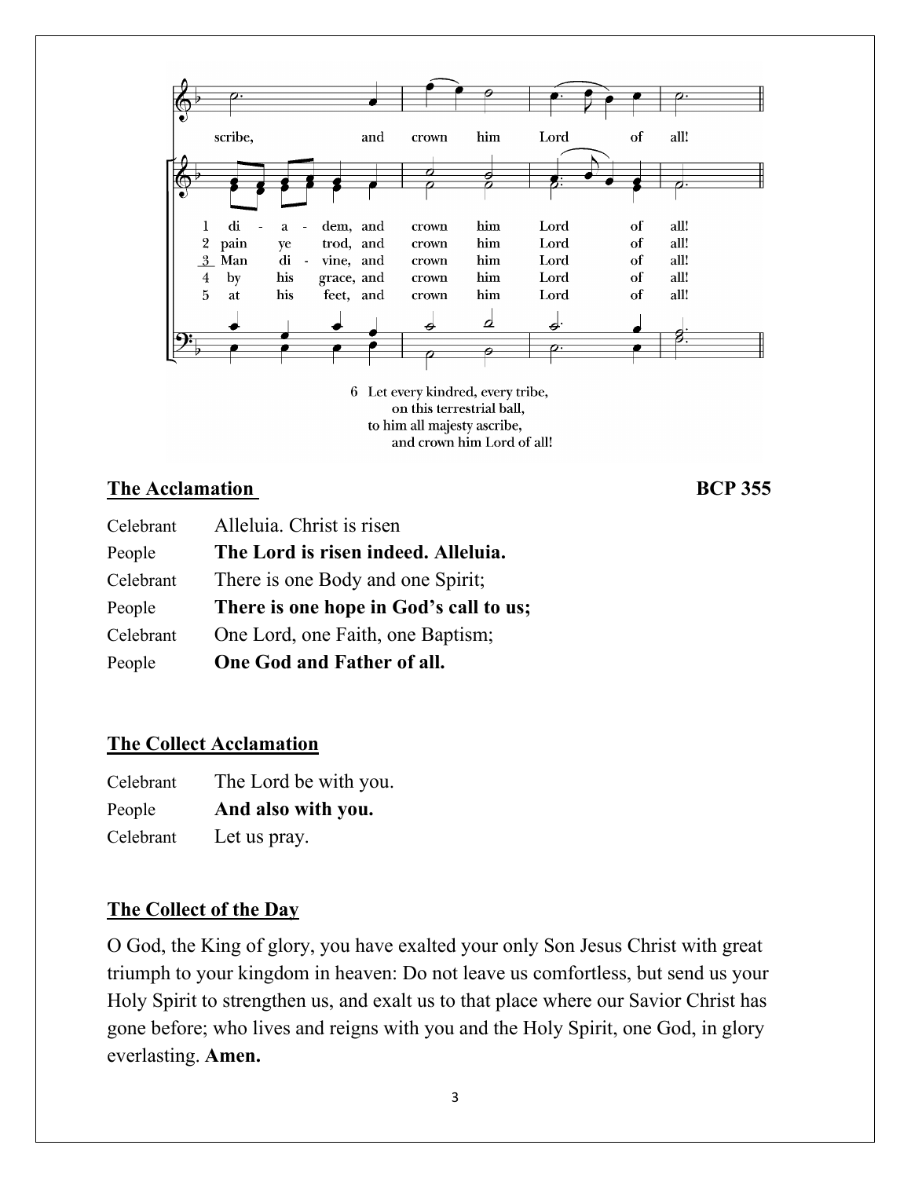scribe, and crown him Lord of all!

1 di - a - dem, and crown him Lord of all!
2 pain ye trod, and crown him Lord of all!
3 Man di - vine, and crown him Lord of all!
4 by his grace, and crown him Lord of all!
5 at his feet, and crown him Lord of all!

6 Let every kindred, every tribe,
on this terrestrial ball,
to him all majesty ascribe,
and crown him Lord of all!

## The Acclamation — BCP 355

Celebrant Alleluia. Christ is risen

People **The Lord is risen indeed. Alleluia.**

Celebrant There is one Body and one Spirit;

People **There is one hope in God's call to us;**

Celebrant One Lord, one Faith, one Baptism;

People **One God and Father of all.**

## The Collect Acclamation

Celebrant The Lord be with you.

People **And also with you.**

Celebrant Let us pray.

## The Collect of the Day

O God, the King of glory, you have exalted your only Son Jesus Christ with great triumph to your kingdom in heaven: Do not leave us comfortless, but send us your Holy Spirit to strengthen us, and exalt us to that place where our Savior Christ has gone before; who lives and reigns with you and the Holy Spirit, one God, in glory everlasting. **Amen.**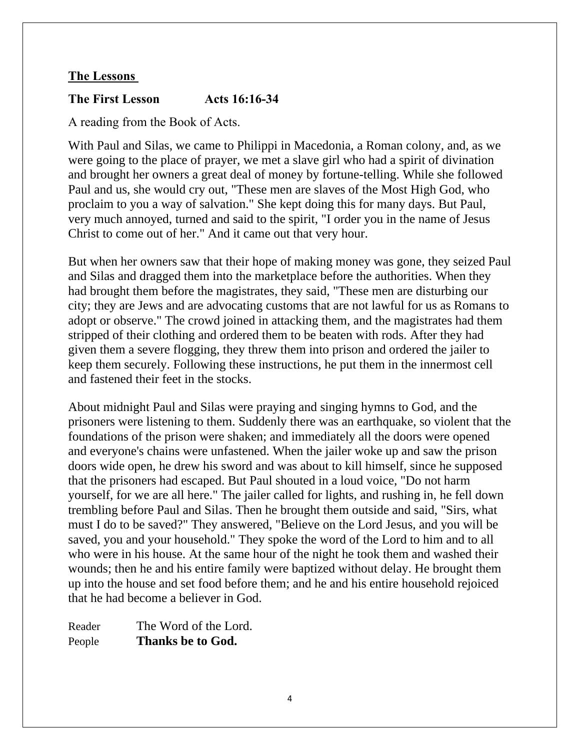**The Lessons**

**The First Lesson Acts 16:16-34**

A reading from the Book of Acts.

With Paul and Silas, we came to Philippi in Macedonia, a Roman colony, and, as we were going to the place of prayer, we met a slave girl who had a spirit of divination and brought her owners a great deal of money by fortune-telling. While she followed Paul and us, she would cry out, "These men are slaves of the Most High God, who proclaim to you a way of salvation." She kept doing this for many days. But Paul, very much annoyed, turned and said to the spirit, "I order you in the name of Jesus Christ to come out of her." And it came out that very hour.

But when her owners saw that their hope of making money was gone, they seized Paul and Silas and dragged them into the marketplace before the authorities. When they had brought them before the magistrates, they said, "These men are disturbing our city; they are Jews and are advocating customs that are not lawful for us as Romans to adopt or observe." The crowd joined in attacking them, and the magistrates had them stripped of their clothing and ordered them to be beaten with rods. After they had given them a severe flogging, they threw them into prison and ordered the jailer to keep them securely. Following these instructions, he put them in the innermost cell and fastened their feet in the stocks.

About midnight Paul and Silas were praying and singing hymns to God, and the prisoners were listening to them. Suddenly there was an earthquake, so violent that the foundations of the prison were shaken; and immediately all the doors were opened and everyone's chains were unfastened. When the jailer woke up and saw the prison doors wide open, he drew his sword and was about to kill himself, since he supposed that the prisoners had escaped. But Paul shouted in a loud voice, "Do not harm yourself, for we are all here." The jailer called for lights, and rushing in, he fell down trembling before Paul and Silas. Then he brought them outside and said, "Sirs, what must I do to be saved?" They answered, "Believe on the Lord Jesus, and you will be saved, you and your household." They spoke the word of the Lord to him and to all who were in his house. At the same hour of the night he took them and washed their wounds; then he and his entire family were baptized without delay. He brought them up into the house and set food before them; and he and his entire household rejoiced that he had become a believer in God.

Reader The Word of the Lord.
People **Thanks be to God.**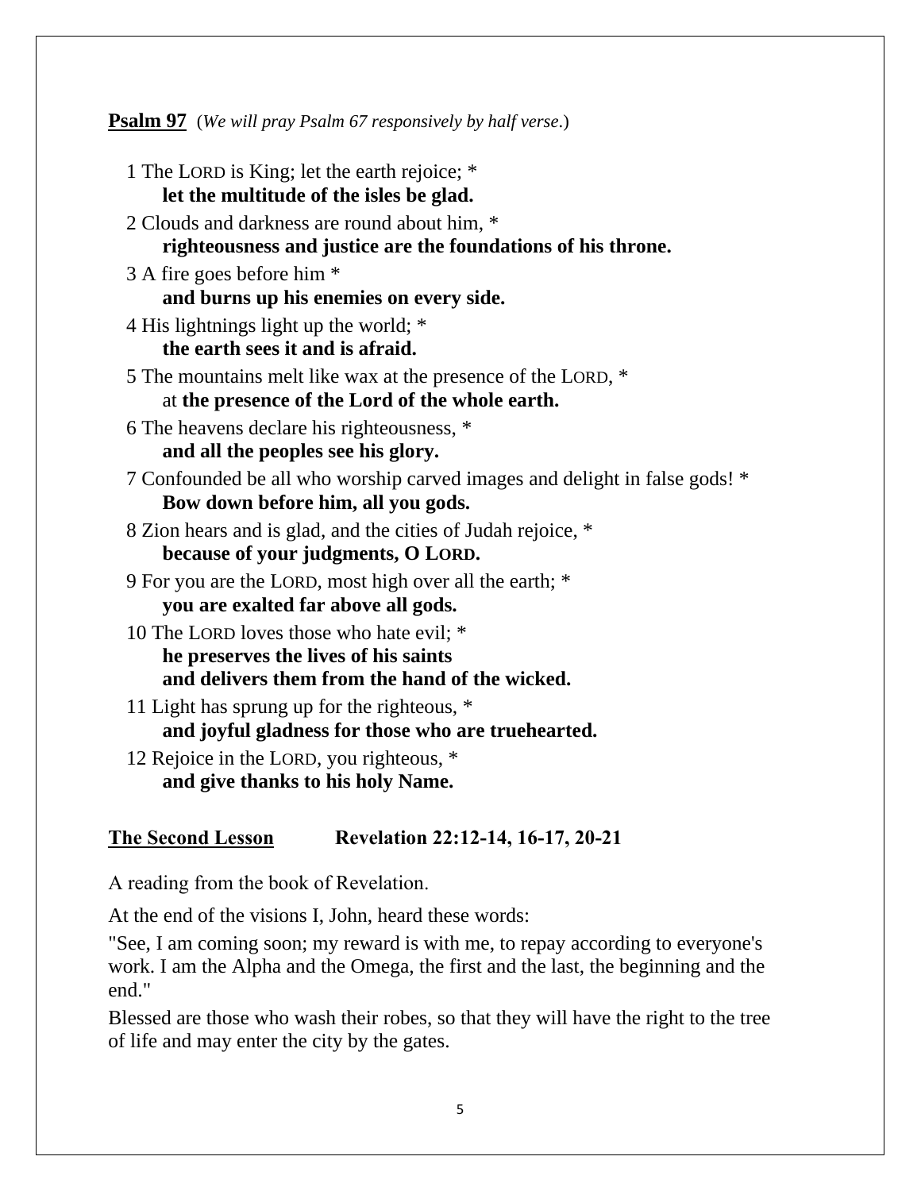**Psalm 97** (*We will pray Psalm 67 responsively by half verse.*)

1 The LORD is King; let the earth rejoice; *
**let the multitude of the isles be glad.**

2 Clouds and darkness are round about him, *
**righteousness and justice are the foundations of his throne.**

3 A fire goes before him *
**and burns up his enemies on every side.**

4 His lightnings light up the world; *
**the earth sees it and is afraid.**

5 The mountains melt like wax at the presence of the LORD, *
at **the presence of the Lord of the whole earth.**

6 The heavens declare his righteousness, *
**and all the peoples see his glory.**

7 Confounded be all who worship carved images and delight in false gods! *
**Bow down before him, all you gods.**

8 Zion hears and is glad, and the cities of Judah rejoice, *
**because of your judgments, O LORD.**

9 For you are the LORD, most high over all the earth; *
**you are exalted far above all gods.**

10 The LORD loves those who hate evil; *
**he preserves the lives of his saints**
**and delivers them from the hand of the wicked.**

11 Light has sprung up for the righteous, *
**and joyful gladness for those who are truehearted.**

12 Rejoice in the LORD, you righteous, *
**and give thanks to his holy Name.**

**The Second Lesson** **Revelation 22:12-14, 16-17, 20-21**

A reading from the book of Revelation.

At the end of the visions I, John, heard these words:

"See, I am coming soon; my reward is with me, to repay according to everyone's work. I am the Alpha and the Omega, the first and the last, the beginning and the end."

Blessed are those who wash their robes, so that they will have the right to the tree of life and may enter the city by the gates.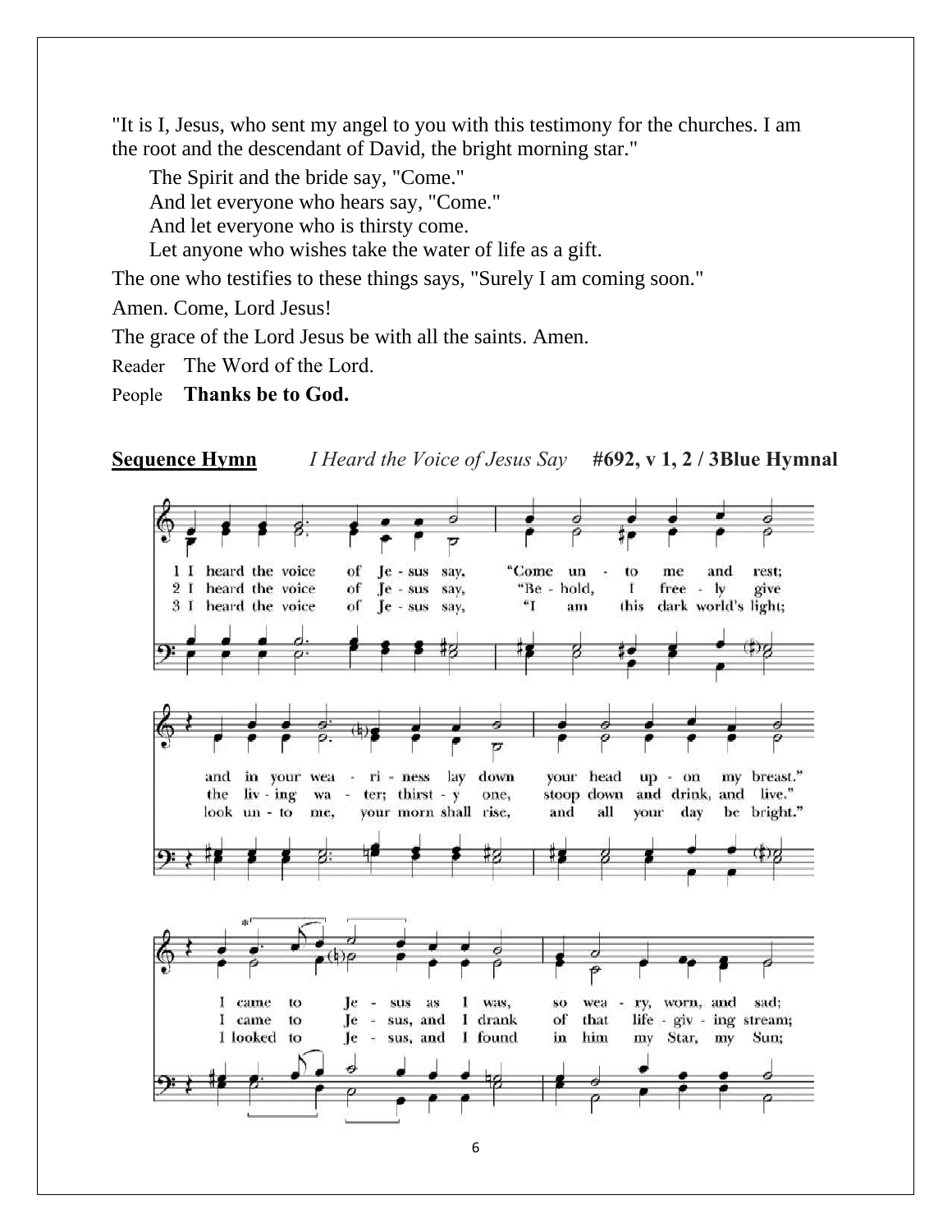"It is I, Jesus, who sent my angel to you with this testimony for the churches. I am the root and the descendant of David, the bright morning star."

The Spirit and the bride say, "Come."
And let everyone who hears say, "Come."
And let everyone who is thirsty come.
Let anyone who wishes take the water of life as a gift.

The one who testifies to these things says, "Surely I am coming soon."

Amen. Come, Lord Jesus!

The grace of the Lord Jesus be with all the saints. Amen.

Reader The Word of the Lord.

People **Thanks be to God.**

**Sequence Hymn** *I Heard the Voice of Jesus Say* **#692, v 1, 2 / 3Blue Hymnal**

1 I heard the voice of Jesus say, "Come unto me and rest; and in your weariness lay down your head upon my breast." I came to Jesus as I was, so weary, worn, and sad;

2 I heard the voice of Jesus say, "Behold, I freely give the living water; thirsty one, stoop down and drink, and live." I came to Jesus, and I drank of that life-giving stream;

3 I heard the voice of Jesus say, "I am this dark world's light; look unto me, your morn shall rise, and all your day be bright." I looked to Jesus, and I found in him my Star, my Sun;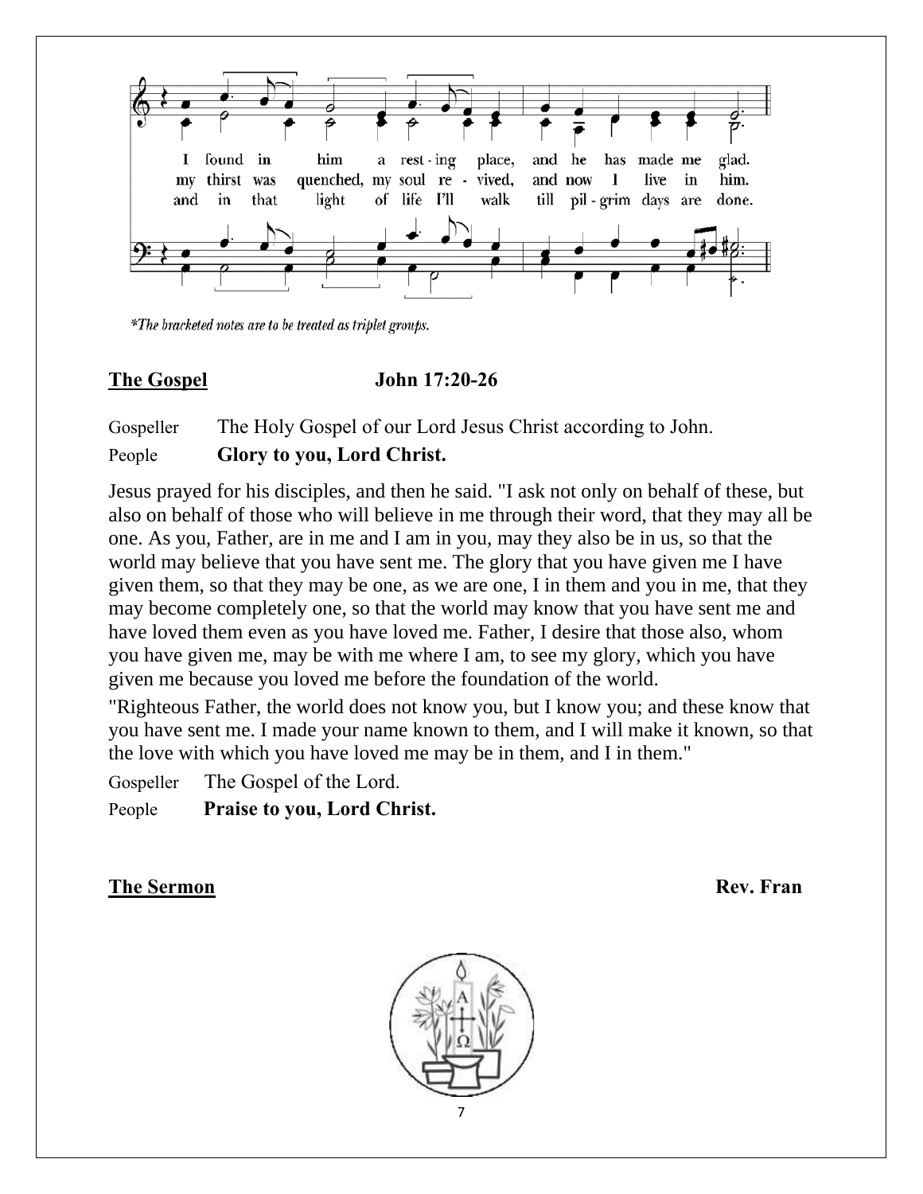I found in him a rest - ing place, and he has made me glad.
my thirst was quenched, my soul re - vived, and now I live in him.
and in that light of life I'll walk till pil - grim days are done.

*The bracketed notes are to be treated as triplet groups.*

**The Gospel** **John 17:20-26**

Gospeller The Holy Gospel of our Lord Jesus Christ according to John.

People **Glory to you, Lord Christ.**

Jesus prayed for his disciples, and then he said. "I ask not only on behalf of these, but also on behalf of those who will believe in me through their word, that they may all be one. As you, Father, are in me and I am in you, may they also be in us, so that the world may believe that you have sent me. The glory that you have given me I have given them, so that they may be one, as we are one, I in them and you in me, that they may become completely one, so that the world may know that you have sent me and have loved them even as you have loved me. Father, I desire that those also, whom you have given me, may be with me where I am, to see my glory, which you have given me because you loved me before the foundation of the world.

"Righteous Father, the world does not know you, but I know you; and these know that you have sent me. I made your name known to them, and I will make it known, so that the love with which you have loved me may be in them, and I in them."

Gospeller The Gospel of the Lord.

People **Praise to you, Lord Christ.**

**The Sermon** **Rev. Fran**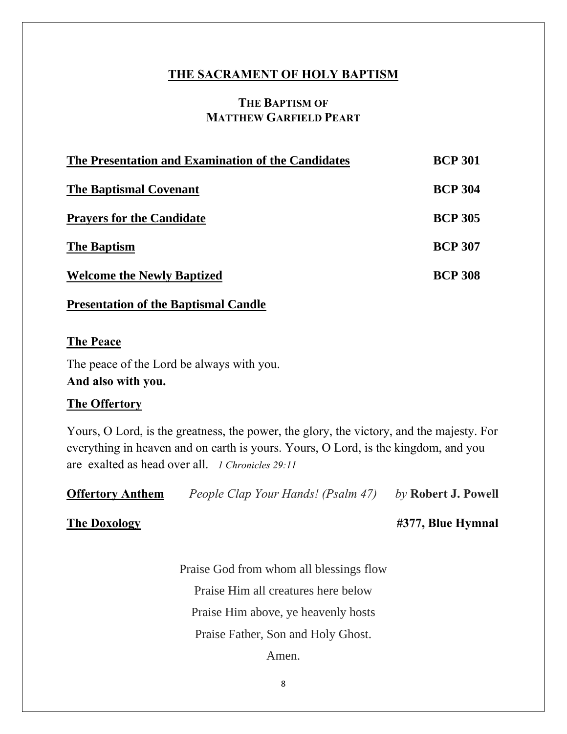## THE SACRAMENT OF HOLY BAPTISM

### THE BAPTISM OF MATTHEW GARFIELD PEART

**The Presentation and Examination of the Candidates** **BCP 301**

**The Baptismal Covenant** **BCP 304**

**Prayers for the Candidate** **BCP 305**

**The Baptism** **BCP 307**

**Welcome the Newly Baptized** **BCP 308**

**Presentation of the Baptismal Candle**

**The Peace**

The peace of the Lord be always with you.
**And also with you.**

**The Offertory**

Yours, O Lord, is the greatness, the power, the glory, the victory, and the majesty. For everything in heaven and on earth is yours. Yours, O Lord, is the kingdom, and you are exalted as head over all. *1 Chronicles 29:11*

**Offertory Anthem** *People Clap Your Hands! (Psalm 47)* *by* **Robert J. Powell**

**The Doxology** **#377, Blue Hymnal**

Praise God from whom all blessings flow
Praise Him all creatures here below
Praise Him above, ye heavenly hosts
Praise Father, Son and Holy Ghost.
Amen.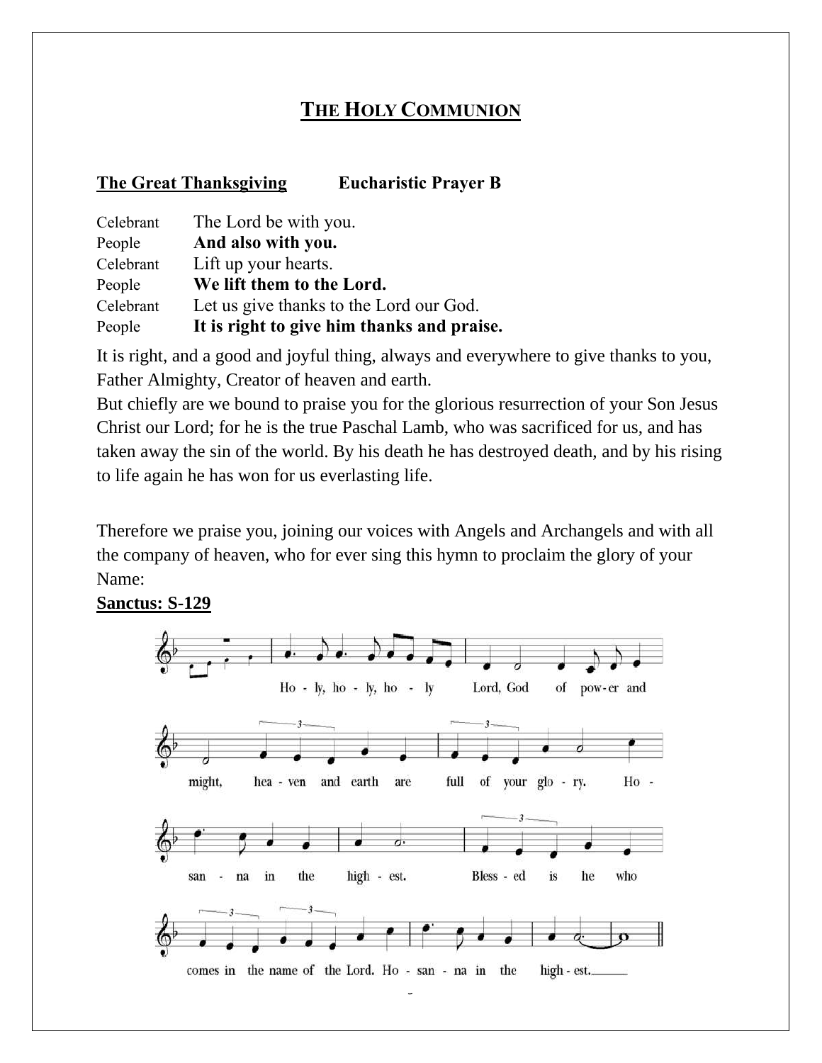# THE HOLY COMMUNION

**The Great Thanksgiving** **Eucharistic Prayer B**

| | |
|---|---|
| Celebrant | The Lord be with you. |
| People | **And also with you.** |
| Celebrant | Lift up your hearts. |
| People | **We lift them to the Lord.** |
| Celebrant | Let us give thanks to the Lord our God. |
| People | **It is right to give him thanks and praise.** |

It is right, and a good and joyful thing, always and everywhere to give thanks to you, Father Almighty, Creator of heaven and earth.
But chiefly are we bound to praise you for the glorious resurrection of your Son Jesus Christ our Lord; for he is the true Paschal Lamb, who was sacrificed for us, and has taken away the sin of the world. By his death he has destroyed death, and by his rising to life again he has won for us everlasting life.

Therefore we praise you, joining our voices with Angels and Archangels and with all the company of heaven, who for ever sing this hymn to proclaim the glory of your Name:

**Sanctus: S-129**

Ho - ly, ho - ly, ho - ly Lord, God of pow-er and might, hea - ven and earth are full of your glo - ry. Ho - san - na in the high - est. Bless - ed is he who comes in the name of the Lord. Ho - san - na in the high - est.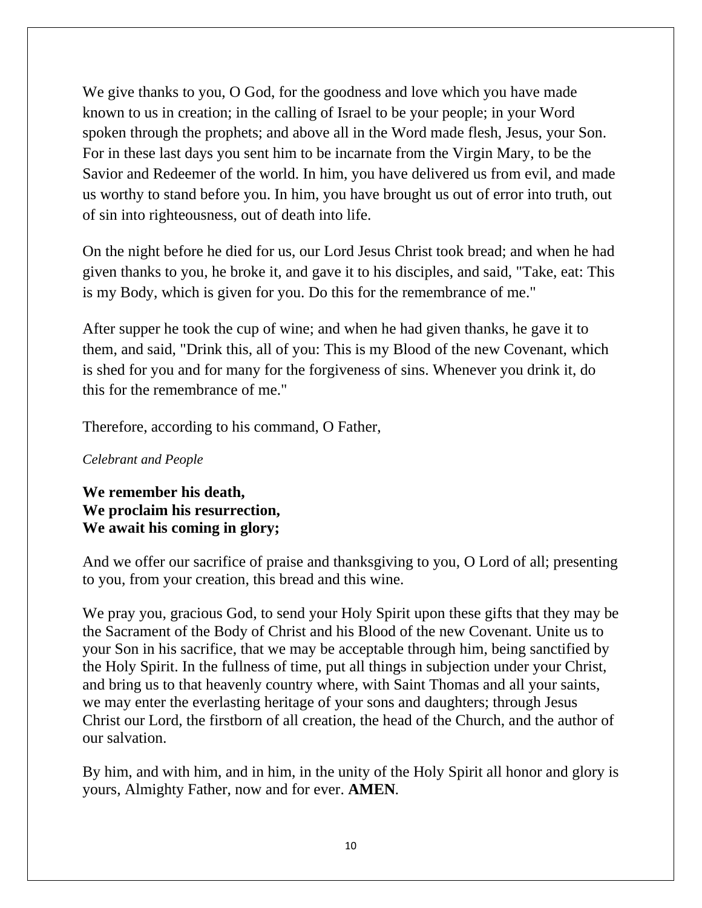We give thanks to you, O God, for the goodness and love which you have made known to us in creation; in the calling of Israel to be your people; in your Word spoken through the prophets; and above all in the Word made flesh, Jesus, your Son. For in these last days you sent him to be incarnate from the Virgin Mary, to be the Savior and Redeemer of the world. In him, you have delivered us from evil, and made us worthy to stand before you. In him, you have brought us out of error into truth, out of sin into righteousness, out of death into life.

On the night before he died for us, our Lord Jesus Christ took bread; and when he had given thanks to you, he broke it, and gave it to his disciples, and said, "Take, eat: This is my Body, which is given for you. Do this for the remembrance of me."

After supper he took the cup of wine; and when he had given thanks, he gave it to them, and said, "Drink this, all of you: This is my Blood of the new Covenant, which is shed for you and for many for the forgiveness of sins. Whenever you drink it, do this for the remembrance of me."

Therefore, according to his command, O Father,

*Celebrant and People*

**We remember his death,**
**We proclaim his resurrection,**
**We await his coming in glory;**

And we offer our sacrifice of praise and thanksgiving to you, O Lord of all; presenting to you, from your creation, this bread and this wine.

We pray you, gracious God, to send your Holy Spirit upon these gifts that they may be the Sacrament of the Body of Christ and his Blood of the new Covenant. Unite us to your Son in his sacrifice, that we may be acceptable through him, being sanctified by the Holy Spirit. In the fullness of time, put all things in subjection under your Christ, and bring us to that heavenly country where, with Saint Thomas and all your saints, we may enter the everlasting heritage of your sons and daughters; through Jesus Christ our Lord, the firstborn of all creation, the head of the Church, and the author of our salvation.

By him, and with him, and in him, in the unity of the Holy Spirit all honor and glory is yours, Almighty Father, now and for ever. **AMEN**.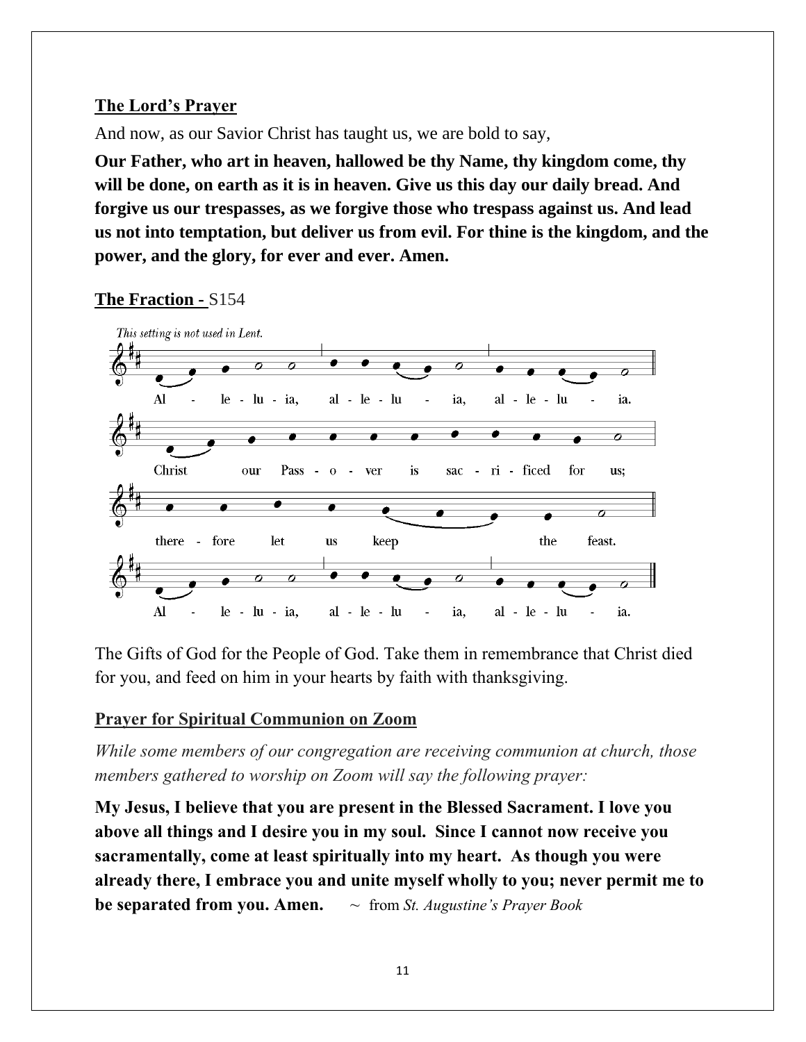**The Lord's Prayer**

And now, as our Savior Christ has taught us, we are bold to say,

**Our Father, who art in heaven, hallowed be thy Name, thy kingdom come, thy will be done, on earth as it is in heaven. Give us this day our daily bread. And forgive us our trespasses, as we forgive those who trespass against us. And lead us not into temptation, but deliver us from evil. For thine is the kingdom, and the power, and the glory, for ever and ever. Amen.**

**The Fraction -** S154

*This setting is not used in Lent.*

Al - le - lu - ia, al - le - lu - ia, al - le - lu - ia.

Christ our Pass - o - ver is sac - ri - ficed for us;

there - fore let us keep the feast.

Al - le - lu - ia, al - le - lu - ia, al - le - lu - ia.

The Gifts of God for the People of God. Take them in remembrance that Christ died for you, and feed on him in your hearts by faith with thanksgiving.

**Prayer for Spiritual Communion on Zoom**

*While some members of our congregation are receiving communion at church, those members gathered to worship on Zoom will say the following prayer:*

**My Jesus, I believe that you are present in the Blessed Sacrament. I love you above all things and I desire you in my soul. Since I cannot now receive you sacramentally, come at least spiritually into my heart. As though you were already there, I embrace you and unite myself wholly to you; never permit me to be separated from you. Amen.** ~ from *St. Augustine's Prayer Book*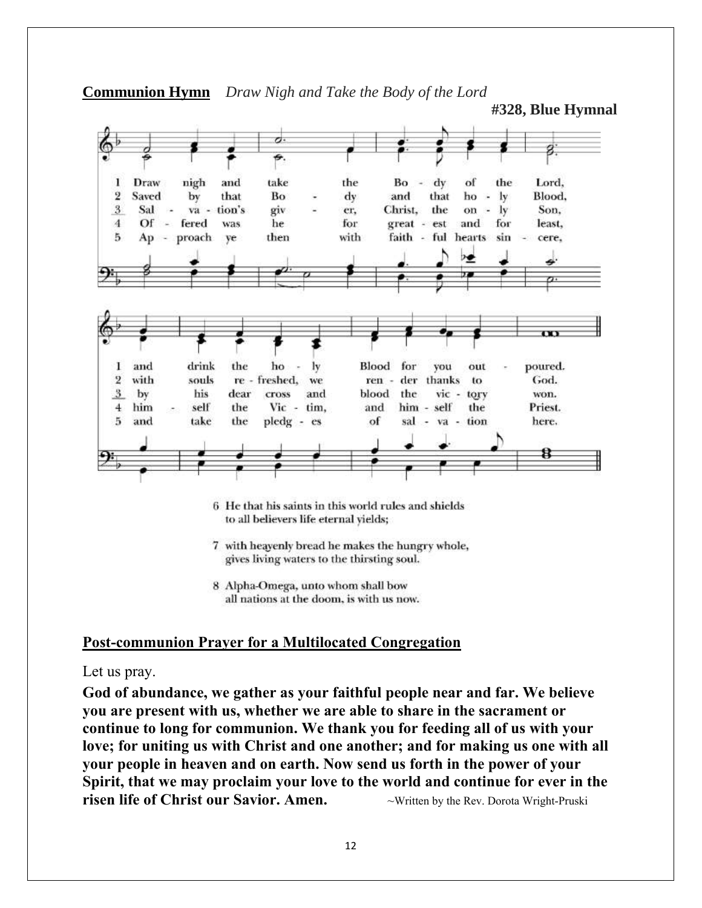**Communion Hymn** *Draw Nigh and Take the Body of the Lord*

**#328, Blue Hymnal**

1 Draw nigh and take the Body of the Lord, and drink the holy Blood for you outpoured.

2 Saved by that Body and that holy Blood, with souls refreshed, we render thanks to God.

3 Salvation's giver, Christ, the only Son, by his dear cross and blood the victory won.

4 Offered was he for greatest and for least, himself the Victim, and himself the Priest.

5 Approach ye then with faithful hearts sincere, and take the pledges of salvation here.

6 He that his saints in this world rules and shields
to all believers life eternal yields;

7 with heavenly bread he makes the hungry whole,
gives living waters to the thirsting soul.

8 Alpha-Omega, unto whom shall bow
all nations at the doom, is with us now.

**Post-communion Prayer for a Multilocated Congregation**

Let us pray.

**God of abundance, we gather as your faithful people near and far. We believe you are present with us, whether we are able to share in the sacrament or continue to long for communion. We thank you for feeding all of us with your love; for uniting us with Christ and one another; and for making us one with all your people in heaven and on earth. Now send us forth in the power of your Spirit, that we may proclaim your love to the world and continue for ever in the risen life of Christ our Savior. Amen.** ~Written by the Rev. Dorota Wright-Pruski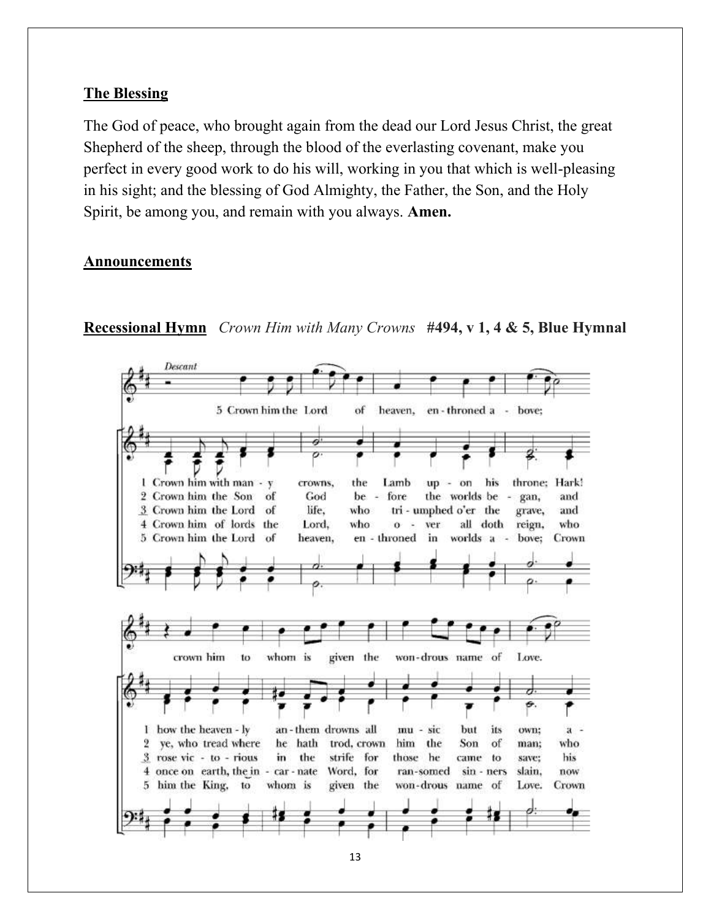**The Blessing**

The God of peace, who brought again from the dead our Lord Jesus Christ, the great Shepherd of the sheep, through the blood of the everlasting covenant, make you perfect in every good work to do his will, working in you that which is well-pleasing in his sight; and the blessing of God Almighty, the Father, the Son, and the Holy Spirit, be among you, and remain with you always. **Amen.**

**Announcements**

**Recessional Hymn** *Crown Him with Many Crowns* **#494, v 1, 4 & 5, Blue Hymnal**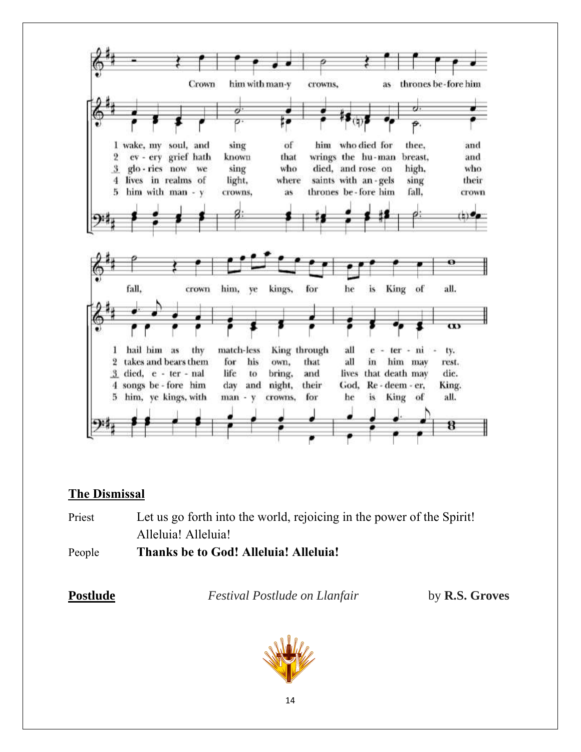Crown him with man-y crowns, as thrones be-fore him

1 wake, my soul, and sing of him who died for thee, and
2 ev - ery grief hath known that wrings the hu-man breast, and
3 glo-ries now we sing who died, and rose on high, who
4 lives in realms of light, where saints with an-gels sing their
5 him with man - y crowns, as thrones be-fore him fall, crown

fall, crown him, ye kings, for he is King of all.

1 hail him as thy match-less King through all e - ter - ni - ty.
2 takes and bears them for his own, that all in him may rest.
3 died, e - ter - nal life to bring, and lives that death may die.
4 songs be-fore him day and night, their God, Re-deem-er, King.
5 him, ye kings, with man - y crowns, for he is King of all.

## The Dismissal

Priest  Let us go forth into the world, rejoicing in the power of the Spirit! Alleluia! Alleluia!

People  **Thanks be to God! Alleluia! Alleluia!**

**Postlude** *Festival Postlude on Llanfair* by **R.S. Groves**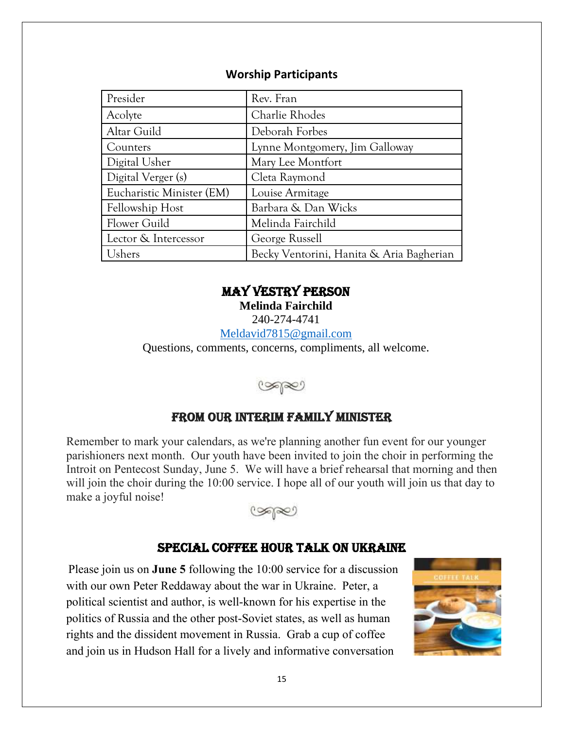## Worship Participants

| | |
|---|---|
| Presider | Rev. Fran |
| Acolyte | Charlie Rhodes |
| Altar Guild | Deborah Forbes |
| Counters | Lynne Montgomery, Jim Galloway |
| Digital Usher | Mary Lee Montfort |
| Digital Verger (s) | Cleta Raymond |
| Eucharistic Minister (EM) | Louise Armitage |
| Fellowship Host | Barbara & Dan Wicks |
| Flower Guild | Melinda Fairchild |
| Lector & Intercessor | George Russell |
| Ushers | Becky Ventorini, Hanita & Aria Bagherian |

## MAY VESTRY PERSON

**Melinda Fairchild**

240-274-4741

Meldavid7815@gmail.com

Questions, comments, concerns, compliments, all welcome.

## FROM OUR INTERIM FAMILY MINISTER

Remember to mark your calendars, as we're planning another fun event for our younger parishioners next month. Our youth have been invited to join the choir in performing the Introit on Pentecost Sunday, June 5. We will have a brief rehearsal that morning and then will join the choir during the 10:00 service. I hope all of our youth will join us that day to make a joyful noise!

## SPECIAL COFFEE HOUR TALK ON UKRAINE

Please join us on **June 5** following the 10:00 service for a discussion with our own Peter Reddaway about the war in Ukraine. Peter, a political scientist and author, is well-known for his expertise in the politics of Russia and the other post-Soviet states, as well as human rights and the dissident movement in Russia. Grab a cup of coffee and join us in Hudson Hall for a lively and informative conversation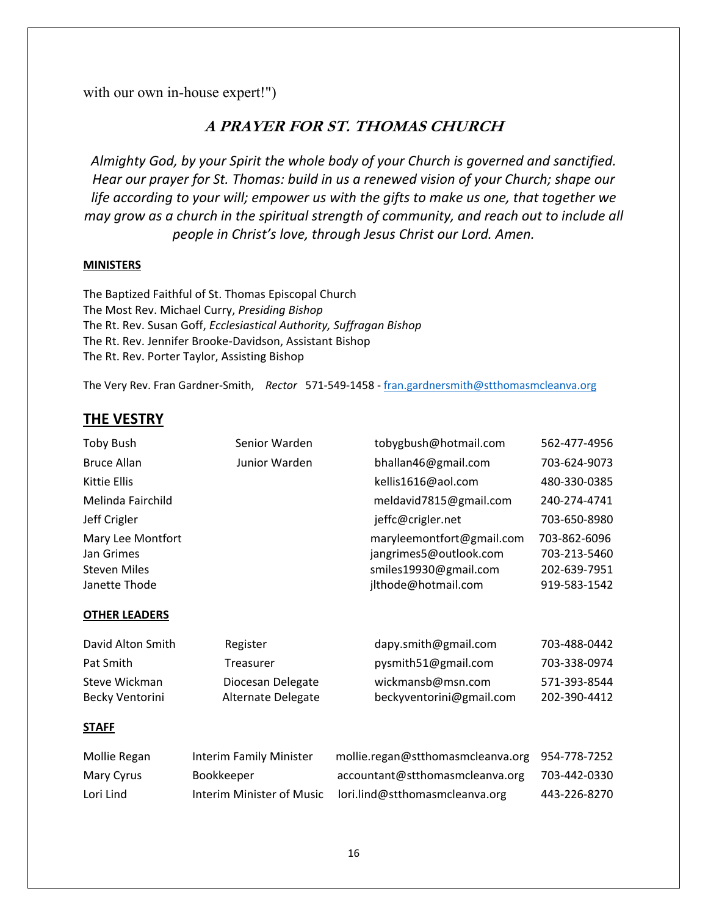with our own in-house expert!")

## *A PRAYER FOR ST. THOMAS CHURCH*

*Almighty God, by your Spirit the whole body of your Church is governed and sanctified. Hear our prayer for St. Thomas: build in us a renewed vision of your Church; shape our life according to your will; empower us with the gifts to make us one, that together we may grow as a church in the spiritual strength of community, and reach out to include all people in Christ's love, through Jesus Christ our Lord. Amen.*

**MINISTERS**

The Baptized Faithful of St. Thomas Episcopal Church
The Most Rev. Michael Curry, *Presiding Bishop*
The Rt. Rev. Susan Goff, *Ecclesiastical Authority, Suffragan Bishop*
The Rt. Rev. Jennifer Brooke-Davidson, Assistant Bishop
The Rt. Rev. Porter Taylor, Assisting Bishop

The Very Rev. Fran Gardner-Smith, *Rector* 571-549-1458 - fran.gardnersmith@stthomasmcleanva.org

## THE VESTRY

| | | | |
|---|---|---|---|
| Toby Bush | Senior Warden | tobygbush@hotmail.com | 562-477-4956 |
| Bruce Allan | Junior Warden | bhallan46@gmail.com | 703-624-9073 |
| Kittie Ellis | | kellis1616@aol.com | 480-330-0385 |
| Melinda Fairchild | | meldavid7815@gmail.com | 240-274-4741 |
| Jeff Crigler | | jeffc@crigler.net | 703-650-8980 |
| Mary Lee Montfort | | maryleemontfort@gmail.com | 703-862-6096 |
| Jan Grimes | | jangrimes5@outlook.com | 703-213-5460 |
| Steven Miles | | smiles19930@gmail.com | 202-639-7951 |
| Janette Thode | | jlthode@hotmail.com | 919-583-1542 |

**OTHER LEADERS**

| | | | |
|---|---|---|---|
| David Alton Smith | Register | dapy.smith@gmail.com | 703-488-0442 |
| Pat Smith | Treasurer | pysmith51@gmail.com | 703-338-0974 |
| Steve Wickman | Diocesan Delegate | wickmansb@msn.com | 571-393-8544 |
| Becky Ventorini | Alternate Delegate | beckyventorini@gmail.com | 202-390-4412 |

**STAFF**

| | | | |
|---|---|---|---|
| Mollie Regan | Interim Family Minister | mollie.regan@stthomasmcleanva.org | 954-778-7252 |
| Mary Cyrus | Bookkeeper | accountant@stthomasmcleanva.org | 703-442-0330 |
| Lori Lind | Interim Minister of Music | lori.lind@stthomasmcleanva.org | 443-226-8270 |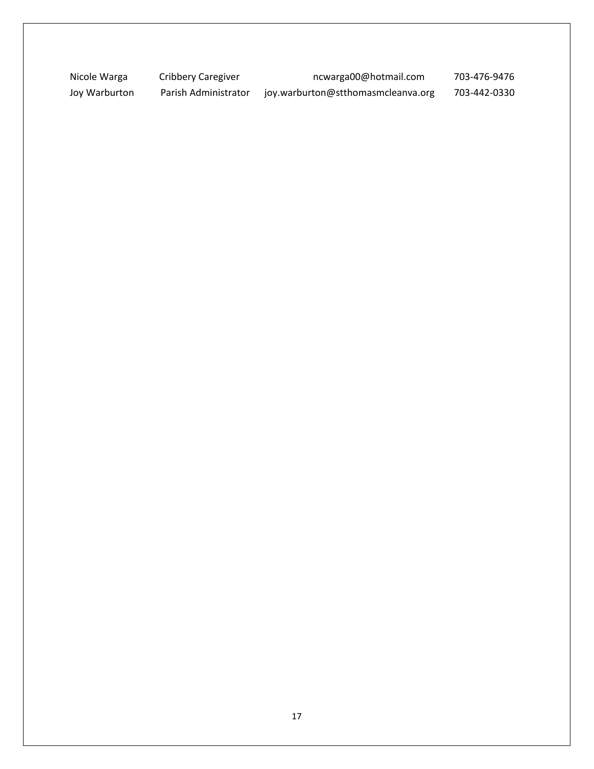| | | | |
|---|---|---|---|
| Nicole Warga | Cribbery Caregiver | ncwarga00@hotmail.com | 703-476-9476 |
| Joy Warburton | Parish Administrator | joy.warburton@stthomasmcleanva.org | 703-442-0330 |